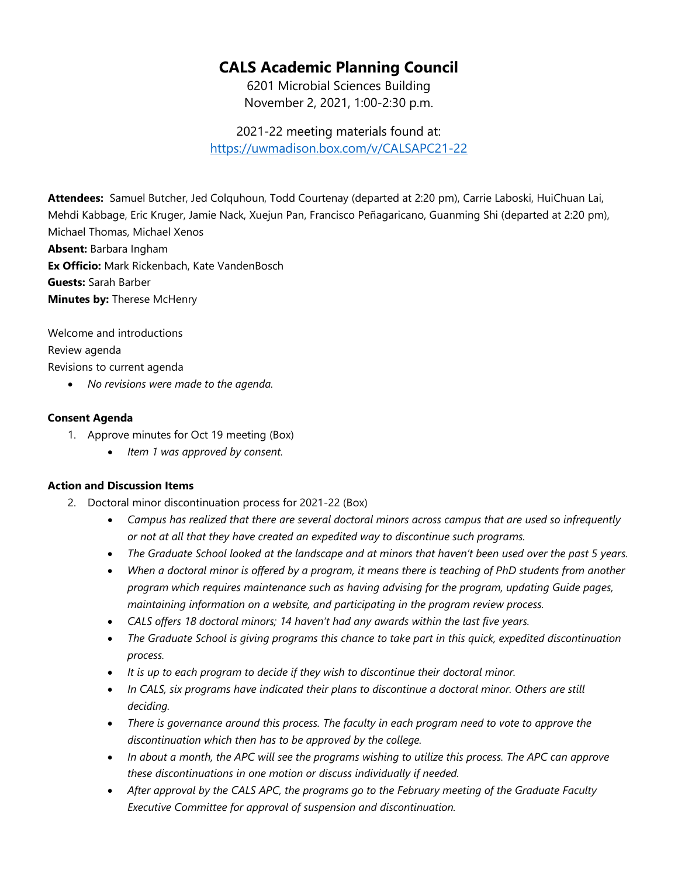# CALS Academic Planning Council

6201 Microbial Sciences Building
November 2, 2021, 1:00-2:30 p.m.

2021-22 meeting materials found at:
https://uwmadison.box.com/v/CALSAPC21-22

**Attendees:** Samuel Butcher, Jed Colquhoun, Todd Courtenay (departed at 2:20 pm), Carrie Laboski, HuiChuan Lai, Mehdi Kabbage, Eric Kruger, Jamie Nack, Xuejun Pan, Francisco Peñagaricano, Guanming Shi (departed at 2:20 pm), Michael Thomas, Michael Xenos
**Absent:** Barbara Ingham
**Ex Officio:** Mark Rickenbach, Kate VandenBosch
**Guests:** Sarah Barber
**Minutes by:** Therese McHenry

Welcome and introductions
Review agenda
Revisions to current agenda

- *No revisions were made to the agenda.*

**Consent Agenda**

1. Approve minutes for Oct 19 meeting (Box)
   - *Item 1 was approved by consent.*

**Action and Discussion Items**

2. Doctoral minor discontinuation process for 2021-22 (Box)
   - *Campus has realized that there are several doctoral minors across campus that are used so infrequently or not at all that they have created an expedited way to discontinue such programs.*
   - *The Graduate School looked at the landscape and at minors that haven't been used over the past 5 years.*
   - *When a doctoral minor is offered by a program, it means there is teaching of PhD students from another program which requires maintenance such as having advising for the program, updating Guide pages, maintaining information on a website, and participating in the program review process.*
   - *CALS offers 18 doctoral minors; 14 haven't had any awards within the last five years.*
   - *The Graduate School is giving programs this chance to take part in this quick, expedited discontinuation process.*
   - *It is up to each program to decide if they wish to discontinue their doctoral minor.*
   - *In CALS, six programs have indicated their plans to discontinue a doctoral minor. Others are still deciding.*
   - *There is governance around this process. The faculty in each program need to vote to approve the discontinuation which then has to be approved by the college.*
   - *In about a month, the APC will see the programs wishing to utilize this process. The APC can approve these discontinuations in one motion or discuss individually if needed.*
   - *After approval by the CALS APC, the programs go to the February meeting of the Graduate Faculty Executive Committee for approval of suspension and discontinuation.*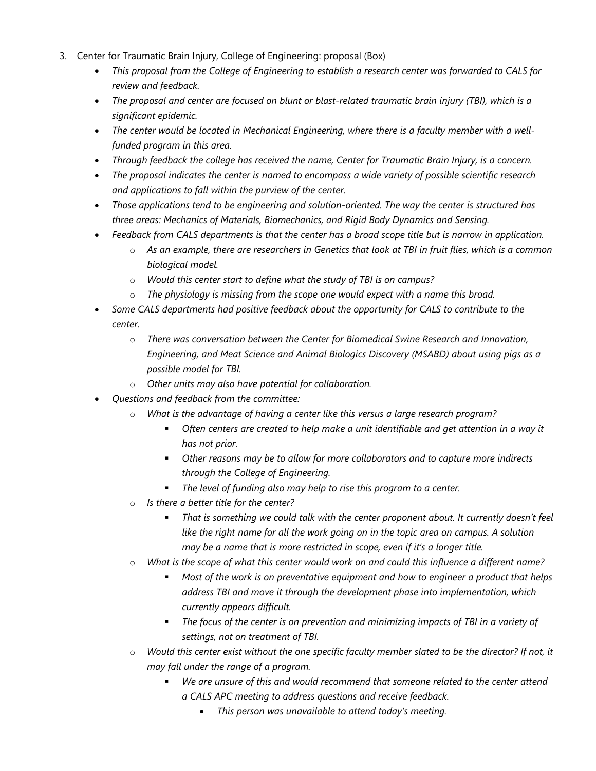3. Center for Traumatic Brain Injury, College of Engineering: proposal (Box)
    - *This proposal from the College of Engineering to establish a research center was forwarded to CALS for review and feedback.*
    - *The proposal and center are focused on blunt or blast-related traumatic brain injury (TBI), which is a significant epidemic.*
    - *The center would be located in Mechanical Engineering, where there is a faculty member with a well-funded program in this area.*
    - *Through feedback the college has received the name, Center for Traumatic Brain Injury, is a concern.*
    - *The proposal indicates the center is named to encompass a wide variety of possible scientific research and applications to fall within the purview of the center.*
    - *Those applications tend to be engineering and solution-oriented. The way the center is structured has three areas: Mechanics of Materials, Biomechanics, and Rigid Body Dynamics and Sensing.*
    - *Feedback from CALS departments is that the center has a broad scope title but is narrow in application.*
        - *As an example, there are researchers in Genetics that look at TBI in fruit flies, which is a common biological model.*
        - *Would this center start to define what the study of TBI is on campus?*
        - *The physiology is missing from the scope one would expect with a name this broad.*
    - *Some CALS departments had positive feedback about the opportunity for CALS to contribute to the center.*
        - *There was conversation between the Center for Biomedical Swine Research and Innovation, Engineering, and Meat Science and Animal Biologics Discovery (MSABD) about using pigs as a possible model for TBI.*
        - *Other units may also have potential for collaboration.*
    - *Questions and feedback from the committee:*
        - *What is the advantage of having a center like this versus a large research program?*
            - *Often centers are created to help make a unit identifiable and get attention in a way it has not prior.*
            - *Other reasons may be to allow for more collaborators and to capture more indirects through the College of Engineering.*
            - *The level of funding also may help to rise this program to a center.*
        - *Is there a better title for the center?*
            - *That is something we could talk with the center proponent about. It currently doesn't feel like the right name for all the work going on in the topic area on campus. A solution may be a name that is more restricted in scope, even if it's a longer title.*
        - *What is the scope of what this center would work on and could this influence a different name?*
            - *Most of the work is on preventative equipment and how to engineer a product that helps address TBI and move it through the development phase into implementation, which currently appears difficult.*
            - *The focus of the center is on prevention and minimizing impacts of TBI in a variety of settings, not on treatment of TBI.*
        - *Would this center exist without the one specific faculty member slated to be the director? If not, it may fall under the range of a program.*
            - *We are unsure of this and would recommend that someone related to the center attend a CALS APC meeting to address questions and receive feedback.*
                - *This person was unavailable to attend today's meeting.*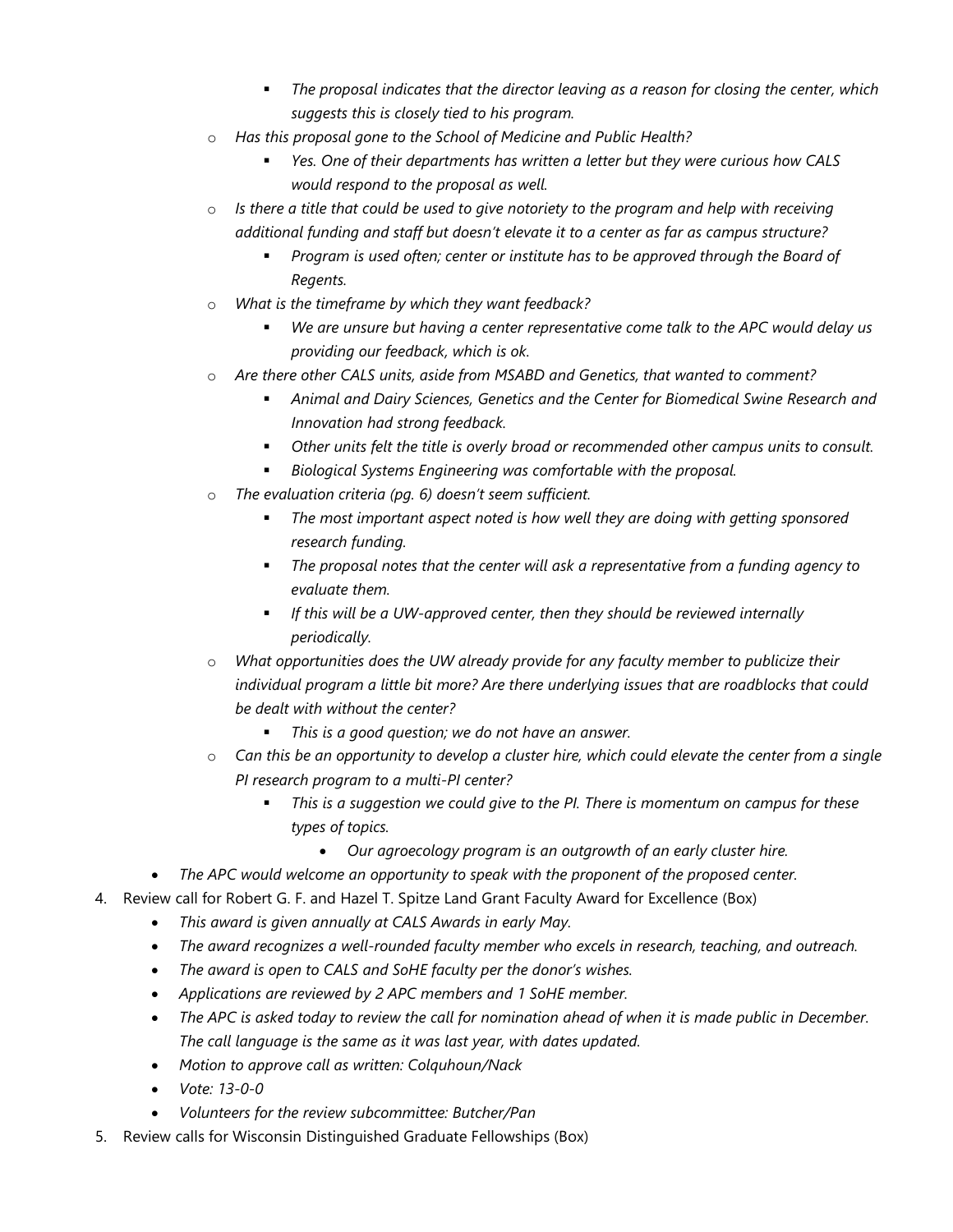- *The proposal indicates that the director leaving as a reason for closing the center, which suggests this is closely tied to his program.*
    - *Has this proposal gone to the School of Medicine and Public Health?*
        - *Yes. One of their departments has written a letter but they were curious how CALS would respond to the proposal as well.*
    - *Is there a title that could be used to give notoriety to the program and help with receiving additional funding and staff but doesn't elevate it to a center as far as campus structure?*
        - *Program is used often; center or institute has to be approved through the Board of Regents.*
    - *What is the timeframe by which they want feedback?*
        - *We are unsure but having a center representative come talk to the APC would delay us providing our feedback, which is ok.*
    - *Are there other CALS units, aside from MSABD and Genetics, that wanted to comment?*
        - *Animal and Dairy Sciences, Genetics and the Center for Biomedical Swine Research and Innovation had strong feedback.*
        - *Other units felt the title is overly broad or recommended other campus units to consult.*
        - *Biological Systems Engineering was comfortable with the proposal.*
    - *The evaluation criteria (pg. 6) doesn't seem sufficient.*
        - *The most important aspect noted is how well they are doing with getting sponsored research funding.*
        - *The proposal notes that the center will ask a representative from a funding agency to evaluate them.*
        - *If this will be a UW-approved center, then they should be reviewed internally periodically.*
    - *What opportunities does the UW already provide for any faculty member to publicize their individual program a little bit more? Are there underlying issues that are roadblocks that could be dealt with without the center?*
        - *This is a good question; we do not have an answer.*
    - *Can this be an opportunity to develop a cluster hire, which could elevate the center from a single PI research program to a multi-PI center?*
        - *This is a suggestion we could give to the PI. There is momentum on campus for these types of topics.*
            - *Our agroecology program is an outgrowth of an early cluster hire.*
  - *The APC would welcome an opportunity to speak with the proponent of the proposed center.*

4. Review call for Robert G. F. and Hazel T. Spitze Land Grant Faculty Award for Excellence (Box)
    - *This award is given annually at CALS Awards in early May.*
    - *The award recognizes a well-rounded faculty member who excels in research, teaching, and outreach.*
    - *The award is open to CALS and SoHE faculty per the donor's wishes.*
    - *Applications are reviewed by 2 APC members and 1 SoHE member.*
    - *The APC is asked today to review the call for nomination ahead of when it is made public in December. The call language is the same as it was last year, with dates updated.*
    - *Motion to approve call as written: Colquhoun/Nack*
    - *Vote: 13-0-0*
    - *Volunteers for the review subcommittee: Butcher/Pan*
5. Review calls for Wisconsin Distinguished Graduate Fellowships (Box)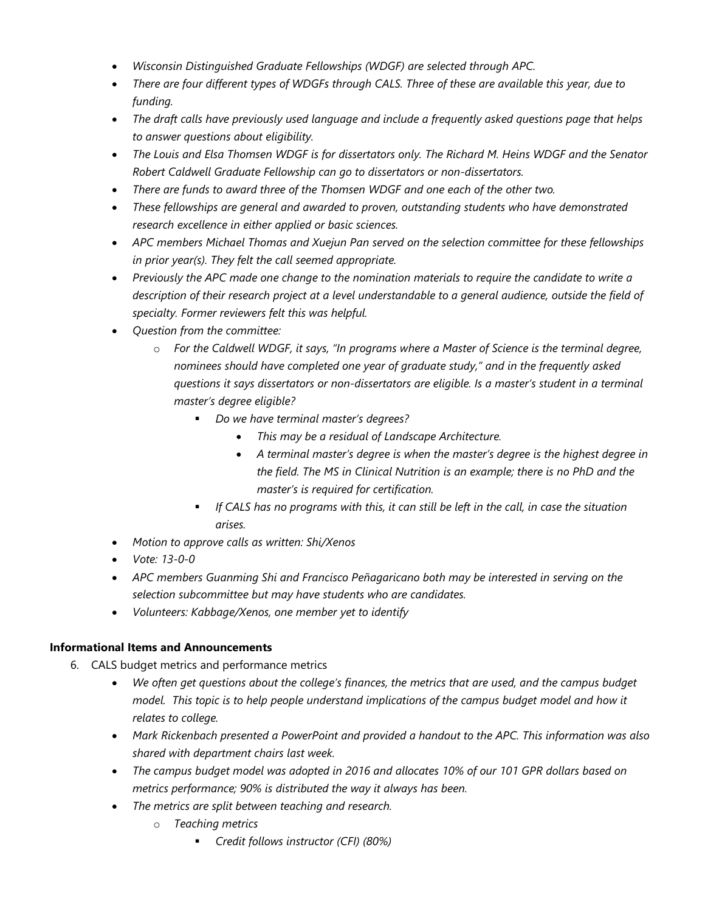- *Wisconsin Distinguished Graduate Fellowships (WDGF) are selected through APC.*
- *There are four different types of WDGFs through CALS. Three of these are available this year, due to funding.*
- *The draft calls have previously used language and include a frequently asked questions page that helps to answer questions about eligibility.*
- *The Louis and Elsa Thomsen WDGF is for dissertators only. The Richard M. Heins WDGF and the Senator Robert Caldwell Graduate Fellowship can go to dissertators or non-dissertators.*
- *There are funds to award three of the Thomsen WDGF and one each of the other two.*
- *These fellowships are general and awarded to proven, outstanding students who have demonstrated research excellence in either applied or basic sciences.*
- *APC members Michael Thomas and Xuejun Pan served on the selection committee for these fellowships in prior year(s). They felt the call seemed appropriate.*
- *Previously the APC made one change to the nomination materials to require the candidate to write a description of their research project at a level understandable to a general audience, outside the field of specialty. Former reviewers felt this was helpful.*
- *Question from the committee:*
    - *For the Caldwell WDGF, it says, "In programs where a Master of Science is the terminal degree, nominees should have completed one year of graduate study," and in the frequently asked questions it says dissertators or non-dissertators are eligible. Is a master's student in a terminal master's degree eligible?*
        - *Do we have terminal master's degrees?*
            - *This may be a residual of Landscape Architecture.*
            - *A terminal master's degree is when the master's degree is the highest degree in the field. The MS in Clinical Nutrition is an example; there is no PhD and the master's is required for certification.*
        - *If CALS has no programs with this, it can still be left in the call, in case the situation arises.*
- *Motion to approve calls as written: Shi/Xenos*
- *Vote: 13-0-0*
- *APC members Guanming Shi and Francisco Peñagaricano both may be interested in serving on the selection subcommittee but may have students who are candidates.*
- *Volunteers: Kabbage/Xenos, one member yet to identify*

**Informational Items and Announcements**

6. CALS budget metrics and performance metrics
    - *We often get questions about the college's finances, the metrics that are used, and the campus budget model. This topic is to help people understand implications of the campus budget model and how it relates to college.*
    - *Mark Rickenbach presented a PowerPoint and provided a handout to the APC. This information was also shared with department chairs last week.*
    - *The campus budget model was adopted in 2016 and allocates 10% of our 101 GPR dollars based on metrics performance; 90% is distributed the way it always has been.*
    - *The metrics are split between teaching and research.*
        - *Teaching metrics*
            - *Credit follows instructor (CFI) (80%)*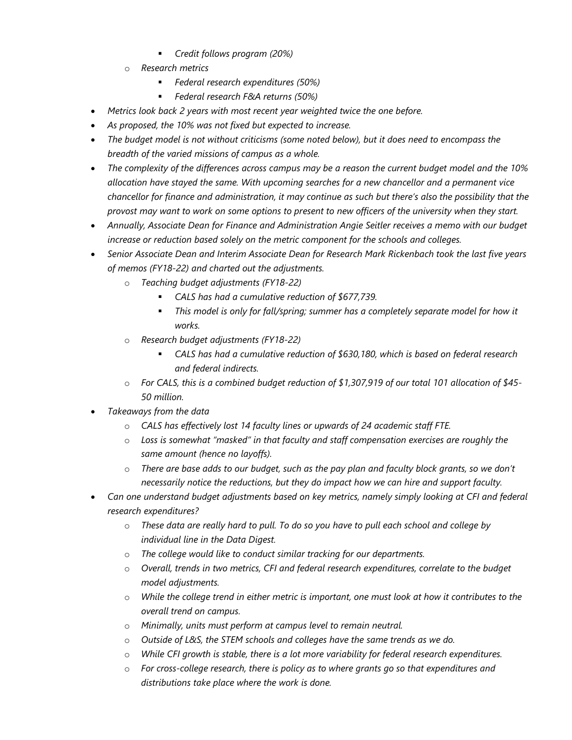- *Credit follows program (20%)*
    - *Research metrics*
        - *Federal research expenditures (50%)*
        - *Federal research F&A returns (50%)*
- *Metrics look back 2 years with most recent year weighted twice the one before.*
- *As proposed, the 10% was not fixed but expected to increase.*
- *The budget model is not without criticisms (some noted below), but it does need to encompass the breadth of the varied missions of campus as a whole.*
- *The complexity of the differences across campus may be a reason the current budget model and the 10% allocation have stayed the same. With upcoming searches for a new chancellor and a permanent vice chancellor for finance and administration, it may continue as such but there's also the possibility that the provost may want to work on some options to present to new officers of the university when they start.*
- *Annually, Associate Dean for Finance and Administration Angie Seitler receives a memo with our budget increase or reduction based solely on the metric component for the schools and colleges.*
- *Senior Associate Dean and Interim Associate Dean for Research Mark Rickenbach took the last five years of memos (FY18-22) and charted out the adjustments.*
    - *Teaching budget adjustments (FY18-22)*
        - *CALS has had a cumulative reduction of $677,739.*
        - *This model is only for fall/spring; summer has a completely separate model for how it works.*
    - *Research budget adjustments (FY18-22)*
        - *CALS has had a cumulative reduction of $630,180, which is based on federal research and federal indirects.*
    - *For CALS, this is a combined budget reduction of $1,307,919 of our total 101 allocation of $45-50 million.*
- *Takeaways from the data*
    - *CALS has effectively lost 14 faculty lines or upwards of 24 academic staff FTE.*
    - *Loss is somewhat "masked" in that faculty and staff compensation exercises are roughly the same amount (hence no layoffs).*
    - *There are base adds to our budget, such as the pay plan and faculty block grants, so we don't necessarily notice the reductions, but they do impact how we can hire and support faculty.*
- *Can one understand budget adjustments based on key metrics, namely simply looking at CFI and federal research expenditures?*
    - *These data are really hard to pull. To do so you have to pull each school and college by individual line in the Data Digest.*
    - *The college would like to conduct similar tracking for our departments.*
    - *Overall, trends in two metrics, CFI and federal research expenditures, correlate to the budget model adjustments.*
    - *While the college trend in either metric is important, one must look at how it contributes to the overall trend on campus.*
    - *Minimally, units must perform at campus level to remain neutral.*
    - *Outside of L&S, the STEM schools and colleges have the same trends as we do.*
    - *While CFI growth is stable, there is a lot more variability for federal research expenditures.*
    - *For cross-college research, there is policy as to where grants go so that expenditures and distributions take place where the work is done.*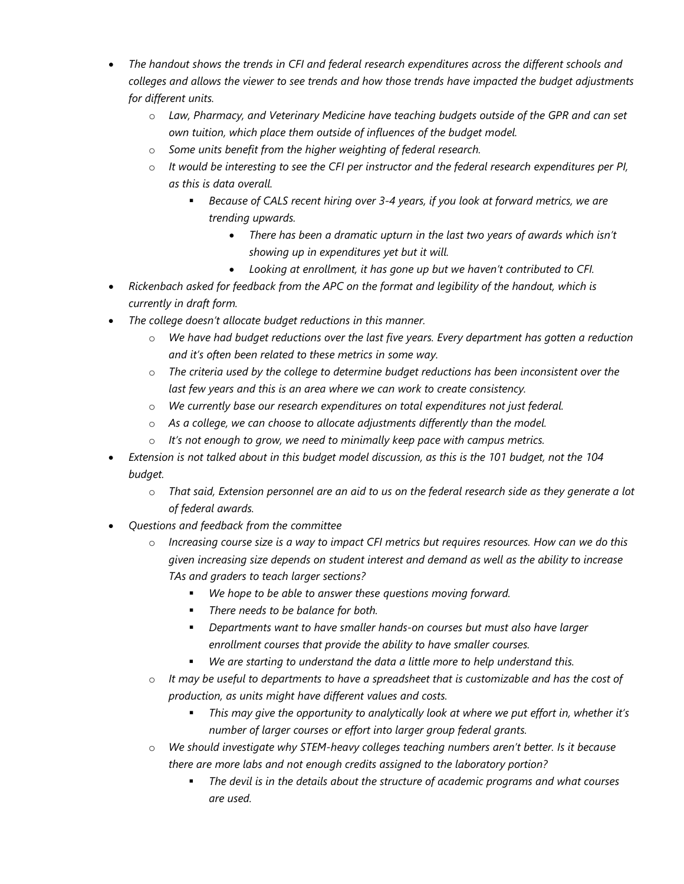- *The handout shows the trends in CFI and federal research expenditures across the different schools and colleges and allows the viewer to see trends and how those trends have impacted the budget adjustments for different units.*
  - *Law, Pharmacy, and Veterinary Medicine have teaching budgets outside of the GPR and can set own tuition, which place them outside of influences of the budget model.*
  - *Some units benefit from the higher weighting of federal research.*
  - *It would be interesting to see the CFI per instructor and the federal research expenditures per PI, as this is data overall.*
    - *Because of CALS recent hiring over 3-4 years, if you look at forward metrics, we are trending upwards.*
      - *There has been a dramatic upturn in the last two years of awards which isn't showing up in expenditures yet but it will.*
      - *Looking at enrollment, it has gone up but we haven't contributed to CFI.*
- *Rickenbach asked for feedback from the APC on the format and legibility of the handout, which is currently in draft form.*
- *The college doesn't allocate budget reductions in this manner.*
  - *We have had budget reductions over the last five years. Every department has gotten a reduction and it's often been related to these metrics in some way.*
  - *The criteria used by the college to determine budget reductions has been inconsistent over the last few years and this is an area where we can work to create consistency.*
  - *We currently base our research expenditures on total expenditures not just federal.*
  - *As a college, we can choose to allocate adjustments differently than the model.*
  - *It's not enough to grow, we need to minimally keep pace with campus metrics.*
- *Extension is not talked about in this budget model discussion, as this is the 101 budget, not the 104 budget.*
  - *That said, Extension personnel are an aid to us on the federal research side as they generate a lot of federal awards.*
- *Questions and feedback from the committee*
  - *Increasing course size is a way to impact CFI metrics but requires resources. How can we do this given increasing size depends on student interest and demand as well as the ability to increase TAs and graders to teach larger sections?*
    - *We hope to be able to answer these questions moving forward.*
    - *There needs to be balance for both.*
    - *Departments want to have smaller hands-on courses but must also have larger enrollment courses that provide the ability to have smaller courses.*
    - *We are starting to understand the data a little more to help understand this.*
  - *It may be useful to departments to have a spreadsheet that is customizable and has the cost of production, as units might have different values and costs.*
    - *This may give the opportunity to analytically look at where we put effort in, whether it's number of larger courses or effort into larger group federal grants.*
  - *We should investigate why STEM-heavy colleges teaching numbers aren't better. Is it because there are more labs and not enough credits assigned to the laboratory portion?*
    - *The devil is in the details about the structure of academic programs and what courses are used.*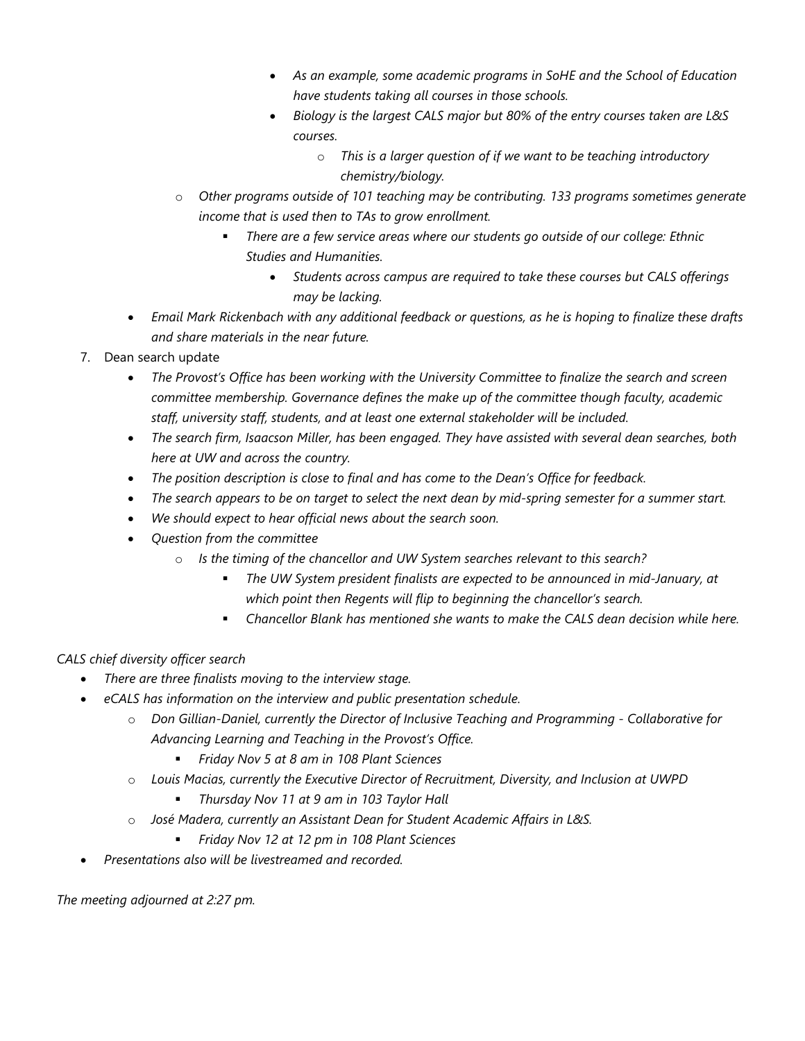- *As an example, some academic programs in SoHE and the School of Education have students taking all courses in those schools.*
            - *Biology is the largest CALS major but 80% of the entry courses taken are L&S courses.*
                - *This is a larger question of if we want to be teaching introductory chemistry/biology.*
        - *Other programs outside of 101 teaching may be contributing. 133 programs sometimes generate income that is used then to TAs to grow enrollment.*
            - *There are a few service areas where our students go outside of our college: Ethnic Studies and Humanities.*
                - *Students across campus are required to take these courses but CALS offerings may be lacking.*
    - *Email Mark Rickenbach with any additional feedback or questions, as he is hoping to finalize these drafts and share materials in the near future.*

7. Dean search update
    - *The Provost's Office has been working with the University Committee to finalize the search and screen committee membership. Governance defines the make up of the committee though faculty, academic staff, university staff, students, and at least one external stakeholder will be included.*
    - *The search firm, Isaacson Miller, has been engaged. They have assisted with several dean searches, both here at UW and across the country.*
    - *The position description is close to final and has come to the Dean's Office for feedback.*
    - *The search appears to be on target to select the next dean by mid-spring semester for a summer start.*
    - *We should expect to hear official news about the search soon.*
    - *Question from the committee*
        - *Is the timing of the chancellor and UW System searches relevant to this search?*
            - *The UW System president finalists are expected to be announced in mid-January, at which point then Regents will flip to beginning the chancellor's search.*
            - *Chancellor Blank has mentioned she wants to make the CALS dean decision while here.*

*CALS chief diversity officer search*

- *There are three finalists moving to the interview stage.*
- *eCALS has information on the interview and public presentation schedule.*
    - *Don Gillian-Daniel, currently the Director of Inclusive Teaching and Programming - Collaborative for Advancing Learning and Teaching in the Provost's Office.*
        - *Friday Nov 5 at 8 am in 108 Plant Sciences*
    - *Louis Macias, currently the Executive Director of Recruitment, Diversity, and Inclusion at UWPD*
        - *Thursday Nov 11 at 9 am in 103 Taylor Hall*
    - *José Madera, currently an Assistant Dean for Student Academic Affairs in L&S.*
        - *Friday Nov 12 at 12 pm in 108 Plant Sciences*
- *Presentations also will be livestreamed and recorded.*

*The meeting adjourned at 2:27 pm.*